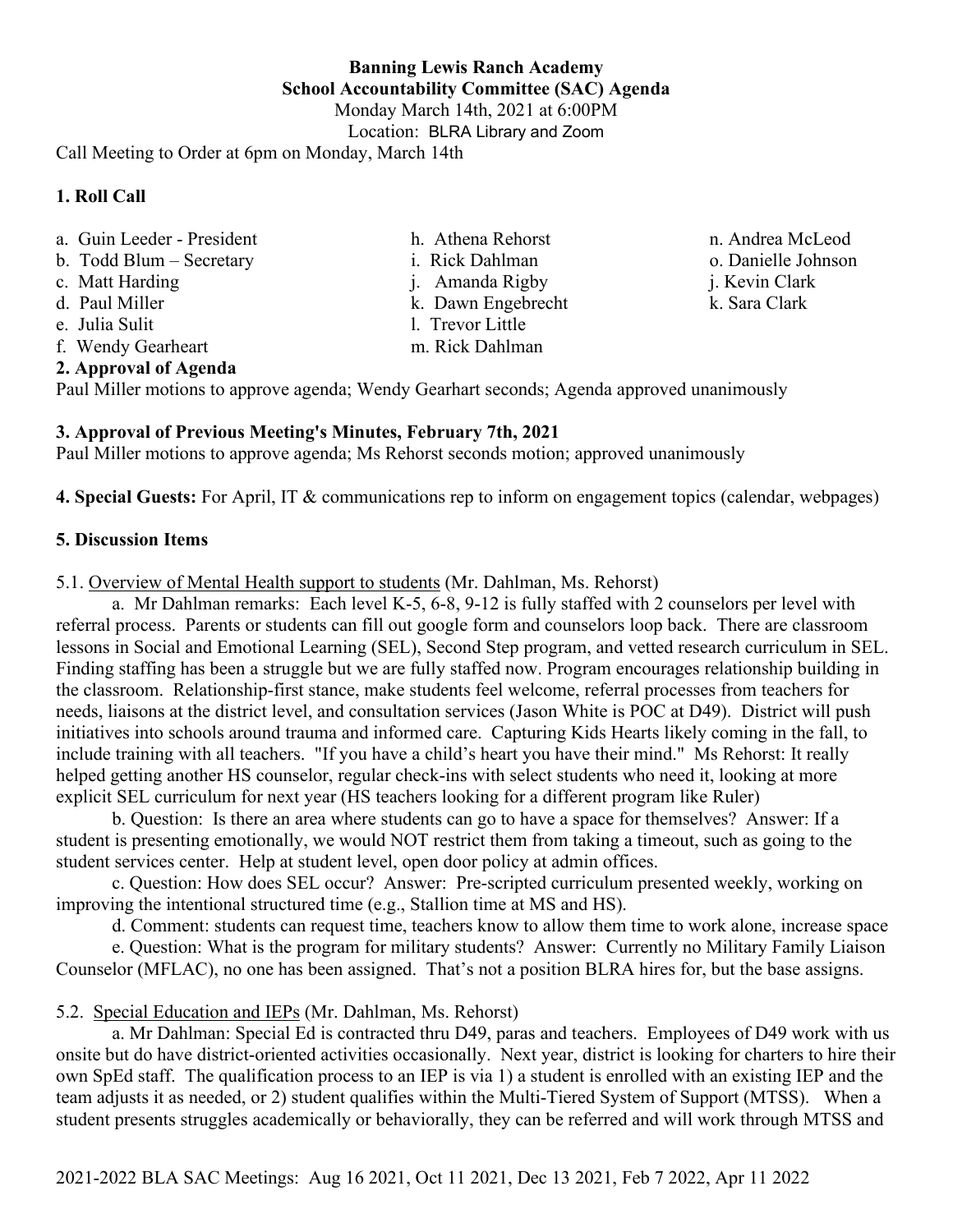**Banning Lewis Ranch Academy**
**School Accountability Committee (SAC) Agenda**
Monday March 14th, 2021 at 6:00PM
Location: BLRA Library and Zoom

Call Meeting to Order at 6pm on Monday, March 14th

## 1. Roll Call

a. Guin Leeder - President
b. Todd Blum – Secretary
c. Matt Harding
d. Paul Miller
e. Julia Sulit
f. Wendy Gearheart
h. Athena Rehorst
i. Rick Dahlman
j. Amanda Rigby
k. Dawn Engebrecht
l. Trevor Little
m. Rick Dahlman
n. Andrea McLeod
o. Danielle Johnson
j. Kevin Clark
k. Sara Clark

## 2. Approval of Agenda

Paul Miller motions to approve agenda; Wendy Gearhart seconds; Agenda approved unanimously

## 3. Approval of Previous Meeting's Minutes, February 7th, 2021

Paul Miller motions to approve agenda; Ms Rehorst seconds motion; approved unanimously

**4. Special Guests:** For April, IT & communications rep to inform on engagement topics (calendar, webpages)

## 5. Discussion Items

5.1. Overview of Mental Health support to students (Mr. Dahlman, Ms. Rehorst)

a. Mr Dahlman remarks: Each level K-5, 6-8, 9-12 is fully staffed with 2 counselors per level with referral process. Parents or students can fill out google form and counselors loop back. There are classroom lessons in Social and Emotional Learning (SEL), Second Step program, and vetted research curriculum in SEL. Finding staffing has been a struggle but we are fully staffed now. Program encourages relationship building in the classroom. Relationship-first stance, make students feel welcome, referral processes from teachers for needs, liaisons at the district level, and consultation services (Jason White is POC at D49). District will push initiatives into schools around trauma and informed care. Capturing Kids Hearts likely coming in the fall, to include training with all teachers. "If you have a child's heart you have their mind." Ms Rehorst: It really helped getting another HS counselor, regular check-ins with select students who need it, looking at more explicit SEL curriculum for next year (HS teachers looking for a different program like Ruler)

b. Question: Is there an area where students can go to have a space for themselves? Answer: If a student is presenting emotionally, we would NOT restrict them from taking a timeout, such as going to the student services center. Help at student level, open door policy at admin offices.

c. Question: How does SEL occur? Answer: Pre-scripted curriculum presented weekly, working on improving the intentional structured time (e.g., Stallion time at MS and HS).

d. Comment: students can request time, teachers know to allow them time to work alone, increase space

e. Question: What is the program for military students? Answer: Currently no Military Family Liaison Counselor (MFLAC), no one has been assigned. That's not a position BLRA hires for, but the base assigns.

5.2. Special Education and IEPs (Mr. Dahlman, Ms. Rehorst)

a. Mr Dahlman: Special Ed is contracted thru D49, paras and teachers. Employees of D49 work with us onsite but do have district-oriented activities occasionally. Next year, district is looking for charters to hire their own SpEd staff. The qualification process to an IEP is via 1) a student is enrolled with an existing IEP and the team adjusts it as needed, or 2) student qualifies within the Multi-Tiered System of Support (MTSS). When a student presents struggles academically or behaviorally, they can be referred and will work through MTSS and

2021-2022 BLA SAC Meetings: Aug 16 2021, Oct 11 2021, Dec 13 2021, Feb 7 2022, Apr 11 2022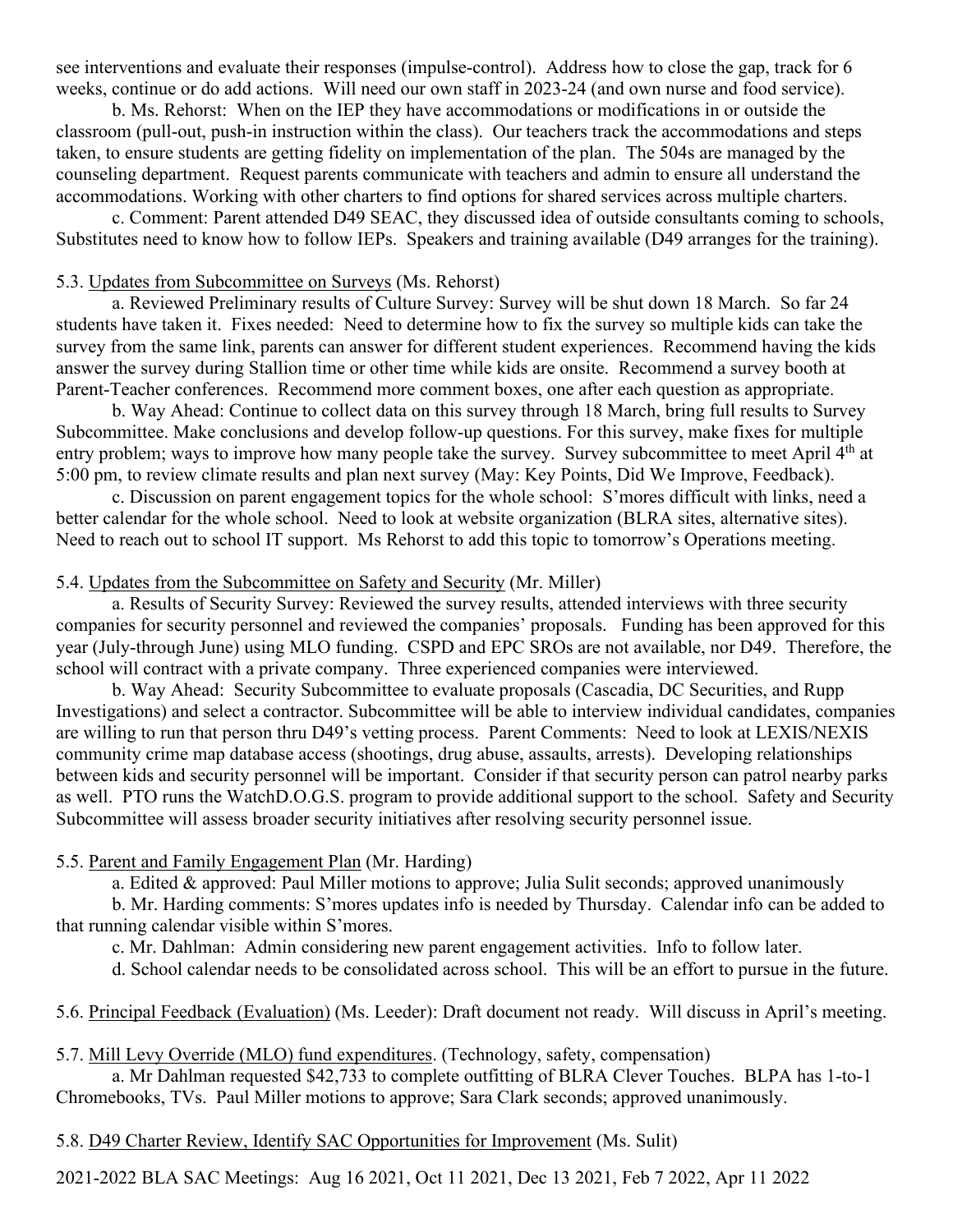see interventions and evaluate their responses (impulse-control). Address how to close the gap, track for 6 weeks, continue or do add actions. Will need our own staff in 2023-24 (and own nurse and food service).

b. Ms. Rehorst: When on the IEP they have accommodations or modifications in or outside the classroom (pull-out, push-in instruction within the class). Our teachers track the accommodations and steps taken, to ensure students are getting fidelity on implementation of the plan. The 504s are managed by the counseling department. Request parents communicate with teachers and admin to ensure all understand the accommodations. Working with other charters to find options for shared services across multiple charters.

c. Comment: Parent attended D49 SEAC, they discussed idea of outside consultants coming to schools, Substitutes need to know how to follow IEPs. Speakers and training available (D49 arranges for the training).

5.3. Updates from Subcommittee on Surveys (Ms. Rehorst)

a. Reviewed Preliminary results of Culture Survey: Survey will be shut down 18 March. So far 24 students have taken it. Fixes needed: Need to determine how to fix the survey so multiple kids can take the survey from the same link, parents can answer for different student experiences. Recommend having the kids answer the survey during Stallion time or other time while kids are onsite. Recommend a survey booth at Parent-Teacher conferences. Recommend more comment boxes, one after each question as appropriate.

b. Way Ahead: Continue to collect data on this survey through 18 March, bring full results to Survey Subcommittee. Make conclusions and develop follow-up questions. For this survey, make fixes for multiple entry problem; ways to improve how many people take the survey. Survey subcommittee to meet April 4th at 5:00 pm, to review climate results and plan next survey (May: Key Points, Did We Improve, Feedback).

c. Discussion on parent engagement topics for the whole school: S'mores difficult with links, need a better calendar for the whole school. Need to look at website organization (BLRA sites, alternative sites). Need to reach out to school IT support. Ms Rehorst to add this topic to tomorrow's Operations meeting.

5.4. Updates from the Subcommittee on Safety and Security (Mr. Miller)

a. Results of Security Survey: Reviewed the survey results, attended interviews with three security companies for security personnel and reviewed the companies' proposals. Funding has been approved for this year (July-through June) using MLO funding. CSPD and EPC SROs are not available, nor D49. Therefore, the school will contract with a private company. Three experienced companies were interviewed.

b. Way Ahead: Security Subcommittee to evaluate proposals (Cascadia, DC Securities, and Rupp Investigations) and select a contractor. Subcommittee will be able to interview individual candidates, companies are willing to run that person thru D49's vetting process. Parent Comments: Need to look at LEXIS/NEXIS community crime map database access (shootings, drug abuse, assaults, arrests). Developing relationships between kids and security personnel will be important. Consider if that security person can patrol nearby parks as well. PTO runs the WatchD.O.G.S. program to provide additional support to the school. Safety and Security Subcommittee will assess broader security initiatives after resolving security personnel issue.

5.5. Parent and Family Engagement Plan (Mr. Harding)

a. Edited & approved: Paul Miller motions to approve; Julia Sulit seconds; approved unanimously

b. Mr. Harding comments: S'mores updates info is needed by Thursday. Calendar info can be added to that running calendar visible within S'mores.

c. Mr. Dahlman: Admin considering new parent engagement activities. Info to follow later.

d. School calendar needs to be consolidated across school. This will be an effort to pursue in the future.

5.6. Principal Feedback (Evaluation) (Ms. Leeder): Draft document not ready. Will discuss in April's meeting.

5.7. Mill Levy Override (MLO) fund expenditures. (Technology, safety, compensation)

a. Mr Dahlman requested $42,733 to complete outfitting of BLRA Clever Touches. BLPA has 1-to-1 Chromebooks, TVs. Paul Miller motions to approve; Sara Clark seconds; approved unanimously.

5.8. D49 Charter Review, Identify SAC Opportunities for Improvement (Ms. Sulit)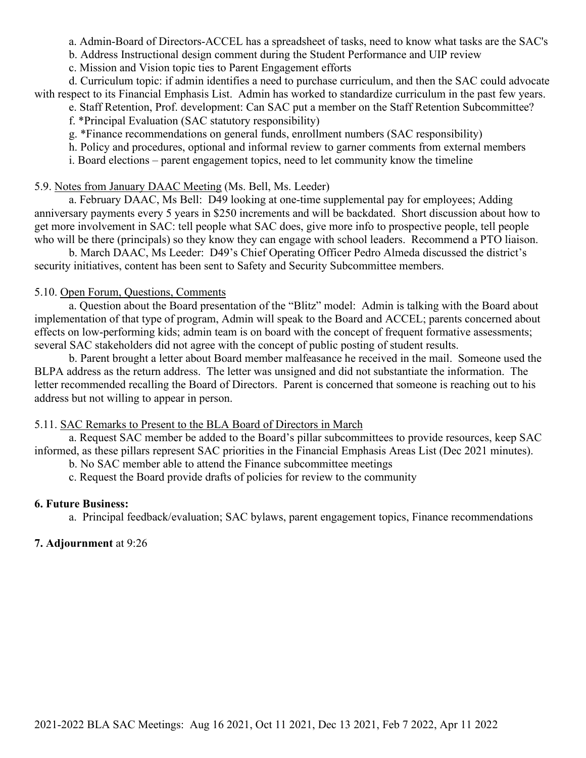a. Admin-Board of Directors-ACCEL has a spreadsheet of tasks, need to know what tasks are the SAC's

b. Address Instructional design comment during the Student Performance and UIP review

c. Mission and Vision topic ties to Parent Engagement efforts

d. Curriculum topic: if admin identifies a need to purchase curriculum, and then the SAC could advocate with respect to its Financial Emphasis List. Admin has worked to standardize curriculum in the past few years.

e. Staff Retention, Prof. development: Can SAC put a member on the Staff Retention Subcommittee?

f. *Principal Evaluation (SAC statutory responsibility)

g. *Finance recommendations on general funds, enrollment numbers (SAC responsibility)

h. Policy and procedures, optional and informal review to garner comments from external members

i. Board elections – parent engagement topics, need to let community know the timeline

5.9. Notes from January DAAC Meeting (Ms. Bell, Ms. Leeder)

a. February DAAC, Ms Bell: D49 looking at one-time supplemental pay for employees; Adding anniversary payments every 5 years in $250 increments and will be backdated. Short discussion about how to get more involvement in SAC: tell people what SAC does, give more info to prospective people, tell people who will be there (principals) so they know they can engage with school leaders. Recommend a PTO liaison.

b. March DAAC, Ms Leeder: D49's Chief Operating Officer Pedro Almeda discussed the district's security initiatives, content has been sent to Safety and Security Subcommittee members.

5.10. Open Forum, Questions, Comments

a. Question about the Board presentation of the "Blitz" model: Admin is talking with the Board about implementation of that type of program, Admin will speak to the Board and ACCEL; parents concerned about effects on low-performing kids; admin team is on board with the concept of frequent formative assessments; several SAC stakeholders did not agree with the concept of public posting of student results.

b. Parent brought a letter about Board member malfeasance he received in the mail. Someone used the BLPA address as the return address. The letter was unsigned and did not substantiate the information. The letter recommended recalling the Board of Directors. Parent is concerned that someone is reaching out to his address but not willing to appear in person.

5.11. SAC Remarks to Present to the BLA Board of Directors in March

a. Request SAC member be added to the Board's pillar subcommittees to provide resources, keep SAC informed, as these pillars represent SAC priorities in the Financial Emphasis Areas List (Dec 2021 minutes).

b. No SAC member able to attend the Finance subcommittee meetings

c. Request the Board provide drafts of policies for review to the community

**6. Future Business:**

a. Principal feedback/evaluation; SAC bylaws, parent engagement topics, Finance recommendations

**7. Adjournment** at 9:26

2021-2022 BLA SAC Meetings: Aug 16 2021, Oct 11 2021, Dec 13 2021, Feb 7 2022, Apr 11 2022